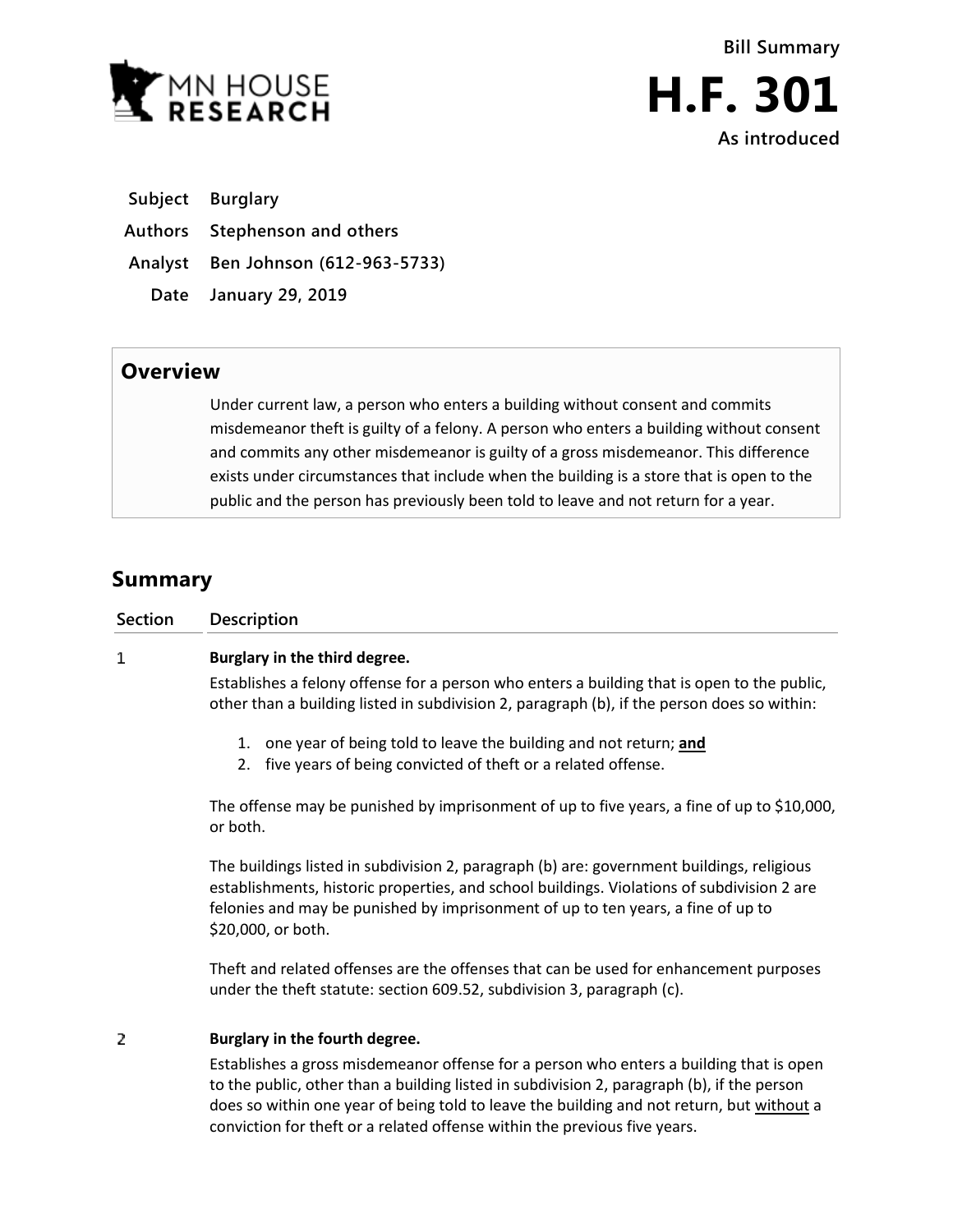MN HOUSE RESEARCH

Bill Summary

# H.F. 301

**As introduced**

**Subject** Burglary

**Authors** Stephenson and others

**Analyst** Ben Johnson (612-963-5733)

**Date** January 29, 2019

## Overview

Under current law, a person who enters a building without consent and commits misdemeanor theft is guilty of a felony. A person who enters a building without consent and commits any other misdemeanor is guilty of a gross misdemeanor. This difference exists under circumstances that include when the building is a store that is open to the public and the person has previously been told to leave and not return for a year.

## Summary

| Section | Description |
|---|---|
| 1 | **Burglary in the third degree.** |

Establishes a felony offense for a person who enters a building that is open to the public, other than a building listed in subdivision 2, paragraph (b), if the person does so within:

1. one year of being told to leave the building and not return; **and**
2. five years of being convicted of theft or a related offense.

The offense may be punished by imprisonment of up to five years, a fine of up to $10,000, or both.

The buildings listed in subdivision 2, paragraph (b) are: government buildings, religious establishments, historic properties, and school buildings. Violations of subdivision 2 are felonies and may be punished by imprisonment of up to ten years, a fine of up to $20,000, or both.

Theft and related offenses are the offenses that can be used for enhancement purposes under the theft statute: section 609.52, subdivision 3, paragraph (c).

| Section | Description |
|---|---|
| 2 | **Burglary in the fourth degree.** |

Establishes a gross misdemeanor offense for a person who enters a building that is open to the public, other than a building listed in subdivision 2, paragraph (b), if the person does so within one year of being told to leave the building and not return, but without a conviction for theft or a related offense within the previous five years.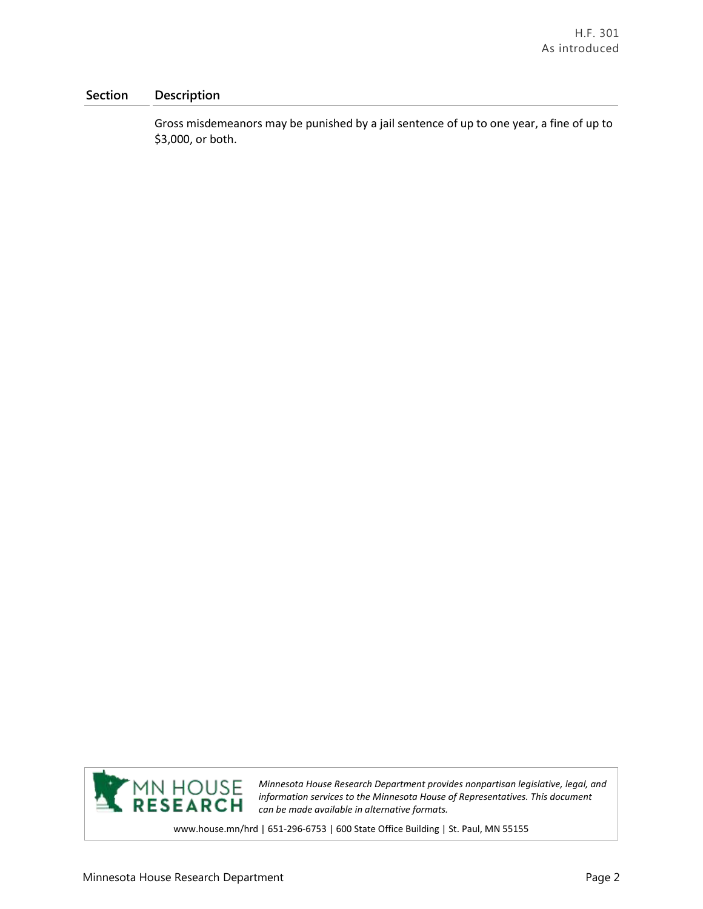| Section | Description |
|---|---|
| | Gross misdemeanors may be punished by a jail sentence of up to one year, a fine of up to $3,000, or both. |

MN HOUSE RESEARCH

*Minnesota House Research Department provides nonpartisan legislative, legal, and information services to the Minnesota House of Representatives. This document can be made available in alternative formats.*

www.house.mn/hrd | 651-296-6753 | 600 State Office Building | St. Paul, MN 55155